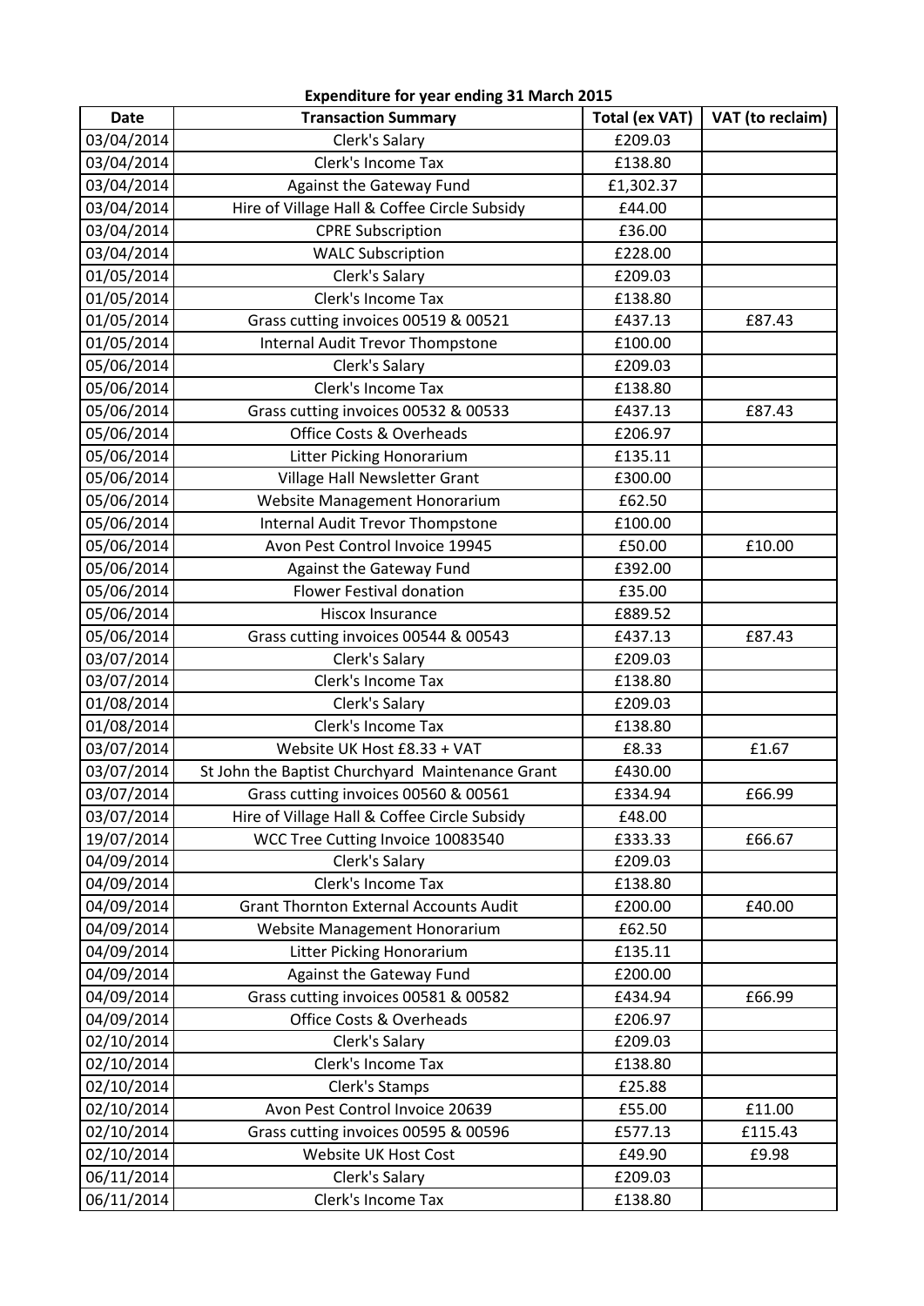**Expenditure for year ending 31 March 2015**

| Date | Transaction Summary | Total (ex VAT) | VAT (to reclaim) |
|---|---|---|---|
| 03/04/2014 | Clerk's Salary | £209.03 | |
| 03/04/2014 | Clerk's Income Tax | £138.80 | |
| 03/04/2014 | Against the Gateway Fund | £1,302.37 | |
| 03/04/2014 | Hire of Village Hall & Coffee Circle Subsidy | £44.00 | |
| 03/04/2014 | CPRE Subscription | £36.00 | |
| 03/04/2014 | WALC Subscription | £228.00 | |
| 01/05/2014 | Clerk's Salary | £209.03 | |
| 01/05/2014 | Clerk's Income Tax | £138.80 | |
| 01/05/2014 | Grass cutting invoices 00519 & 00521 | £437.13 | £87.43 |
| 01/05/2014 | Internal Audit Trevor Thompstone | £100.00 | |
| 05/06/2014 | Clerk's Salary | £209.03 | |
| 05/06/2014 | Clerk's Income Tax | £138.80 | |
| 05/06/2014 | Grass cutting invoices 00532 & 00533 | £437.13 | £87.43 |
| 05/06/2014 | Office Costs & Overheads | £206.97 | |
| 05/06/2014 | Litter Picking Honorarium | £135.11 | |
| 05/06/2014 | Village Hall Newsletter Grant | £300.00 | |
| 05/06/2014 | Website Management Honorarium | £62.50 | |
| 05/06/2014 | Internal Audit Trevor Thompstone | £100.00 | |
| 05/06/2014 | Avon Pest Control Invoice 19945 | £50.00 | £10.00 |
| 05/06/2014 | Against the Gateway Fund | £392.00 | |
| 05/06/2014 | Flower Festival donation | £35.00 | |
| 05/06/2014 | Hiscox Insurance | £889.52 | |
| 05/06/2014 | Grass cutting invoices 00544 & 00543 | £437.13 | £87.43 |
| 03/07/2014 | Clerk's Salary | £209.03 | |
| 03/07/2014 | Clerk's Income Tax | £138.80 | |
| 01/08/2014 | Clerk's Salary | £209.03 | |
| 01/08/2014 | Clerk's Income Tax | £138.80 | |
| 03/07/2014 | Website UK Host £8.33 + VAT | £8.33 | £1.67 |
| 03/07/2014 | St John the Baptist Churchyard Maintenance Grant | £430.00 | |
| 03/07/2014 | Grass cutting invoices 00560 & 00561 | £334.94 | £66.99 |
| 03/07/2014 | Hire of Village Hall & Coffee Circle Subsidy | £48.00 | |
| 19/07/2014 | WCC Tree Cutting Invoice 10083540 | £333.33 | £66.67 |
| 04/09/2014 | Clerk's Salary | £209.03 | |
| 04/09/2014 | Clerk's Income Tax | £138.80 | |
| 04/09/2014 | Grant Thornton External Accounts Audit | £200.00 | £40.00 |
| 04/09/2014 | Website Management Honorarium | £62.50 | |
| 04/09/2014 | Litter Picking Honorarium | £135.11 | |
| 04/09/2014 | Against the Gateway Fund | £200.00 | |
| 04/09/2014 | Grass cutting invoices 00581 & 00582 | £434.94 | £66.99 |
| 04/09/2014 | Office Costs & Overheads | £206.97 | |
| 02/10/2014 | Clerk's Salary | £209.03 | |
| 02/10/2014 | Clerk's Income Tax | £138.80 | |
| 02/10/2014 | Clerk's Stamps | £25.88 | |
| 02/10/2014 | Avon Pest Control Invoice 20639 | £55.00 | £11.00 |
| 02/10/2014 | Grass cutting invoices 00595 & 00596 | £577.13 | £115.43 |
| 02/10/2014 | Website UK Host Cost | £49.90 | £9.98 |
| 06/11/2014 | Clerk's Salary | £209.03 | |
| 06/11/2014 | Clerk's Income Tax | £138.80 | |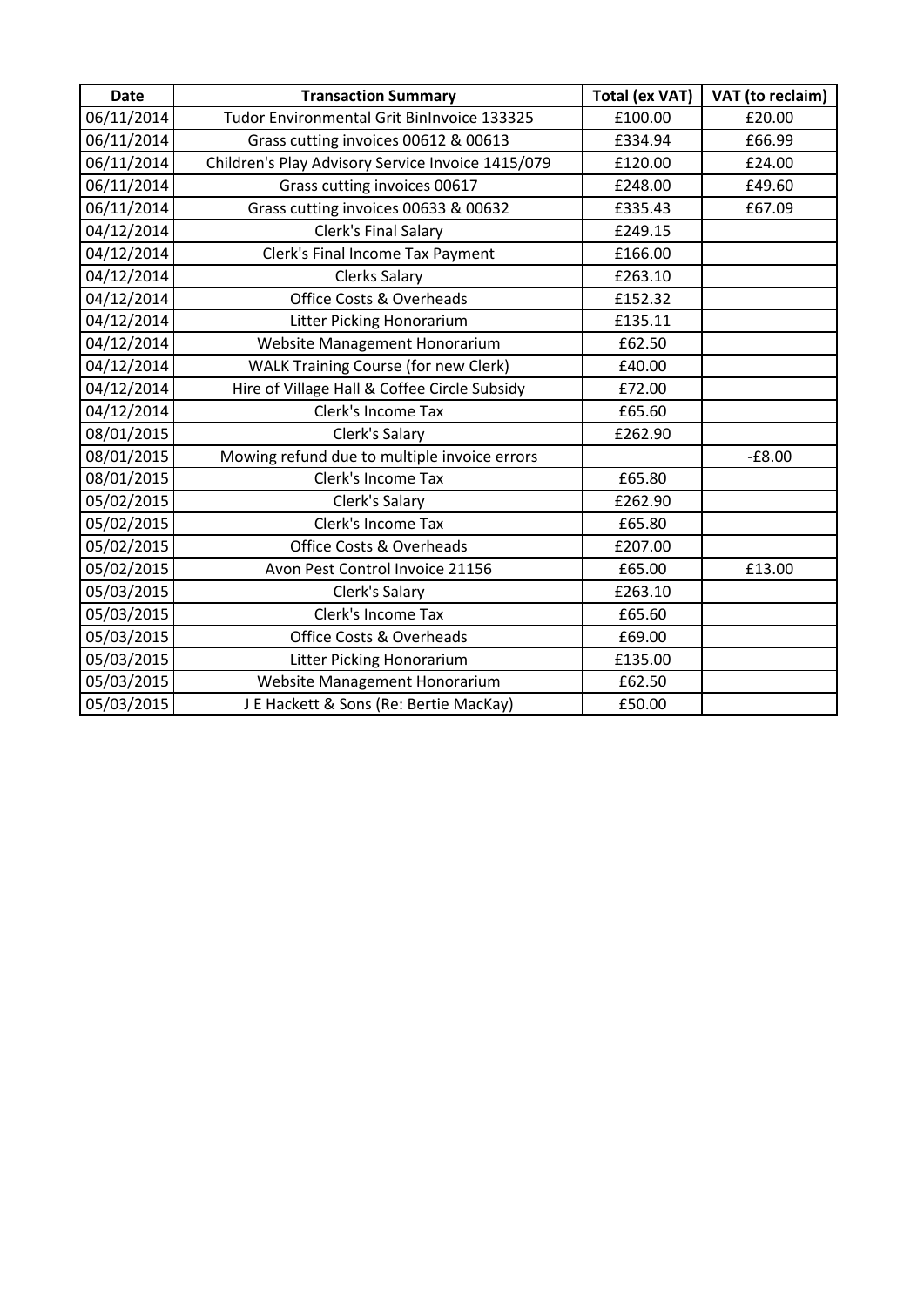| Date | Transaction Summary | Total (ex VAT) | VAT (to reclaim) |
|---|---|---|---|
| 06/11/2014 | Tudor Environmental Grit BinInvoice 133325 | £100.00 | £20.00 |
| 06/11/2014 | Grass cutting invoices 00612 & 00613 | £334.94 | £66.99 |
| 06/11/2014 | Children's Play Advisory Service Invoice 1415/079 | £120.00 | £24.00 |
| 06/11/2014 | Grass cutting invoices 00617 | £248.00 | £49.60 |
| 06/11/2014 | Grass cutting invoices 00633 & 00632 | £335.43 | £67.09 |
| 04/12/2014 | Clerk's Final Salary | £249.15 | |
| 04/12/2014 | Clerk's Final Income Tax Payment | £166.00 | |
| 04/12/2014 | Clerks Salary | £263.10 | |
| 04/12/2014 | Office Costs & Overheads | £152.32 | |
| 04/12/2014 | Litter Picking Honorarium | £135.11 | |
| 04/12/2014 | Website Management Honorarium | £62.50 | |
| 04/12/2014 | WALK Training Course (for new Clerk) | £40.00 | |
| 04/12/2014 | Hire of Village Hall & Coffee Circle Subsidy | £72.00 | |
| 04/12/2014 | Clerk's Income Tax | £65.60 | |
| 08/01/2015 | Clerk's Salary | £262.90 | |
| 08/01/2015 | Mowing refund due to multiple invoice errors | | -£8.00 |
| 08/01/2015 | Clerk's Income Tax | £65.80 | |
| 05/02/2015 | Clerk's Salary | £262.90 | |
| 05/02/2015 | Clerk's Income Tax | £65.80 | |
| 05/02/2015 | Office Costs & Overheads | £207.00 | |
| 05/02/2015 | Avon Pest Control Invoice 21156 | £65.00 | £13.00 |
| 05/03/2015 | Clerk's Salary | £263.10 | |
| 05/03/2015 | Clerk's Income Tax | £65.60 | |
| 05/03/2015 | Office Costs & Overheads | £69.00 | |
| 05/03/2015 | Litter Picking Honorarium | £135.00 | |
| 05/03/2015 | Website Management Honorarium | £62.50 | |
| 05/03/2015 | J E Hackett & Sons (Re: Bertie MacKay) | £50.00 | |